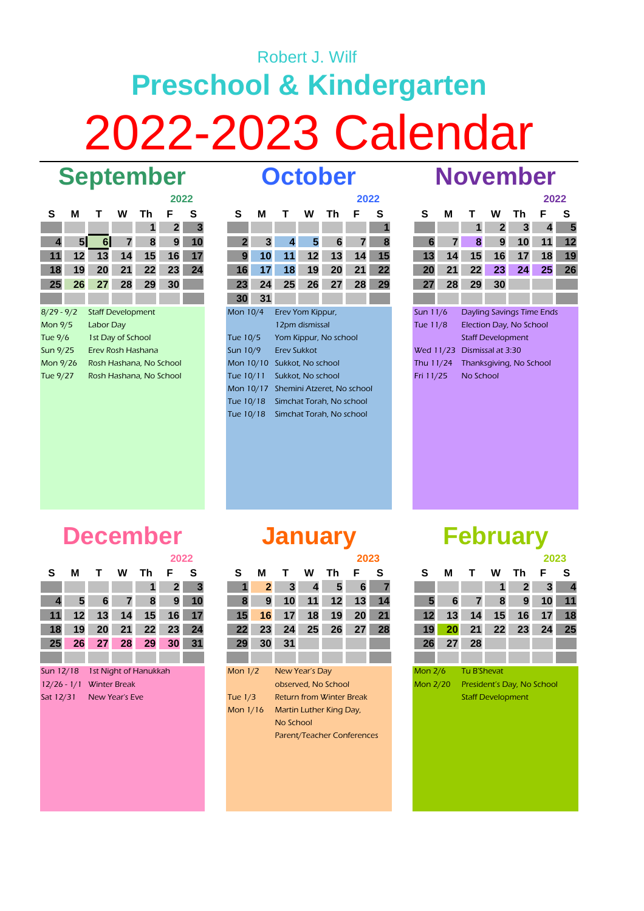Robert J. Wilf

# Preschool & Kindergarten

# 2022-2023 Calendar

## September

2022

| S | M | T | W | Th | F | S |
|---|---|---|---|---|---|---|
| | | | | 1 | 2 | 3 |
| 4 | 5 | 6 | 7 | 8 | 9 | 10 |
| 11 | 12 | 13 | 14 | 15 | 16 | 17 |
| 18 | 19 | 20 | 21 | 22 | 23 | 24 |
| 25 | 26 | 27 | 28 | 29 | 30 | |

8/29 - 9/2 Staff Development
Mon 9/5 Labor Day
Tue 9/6 1st Day of School
Sun 9/25 Erev Rosh Hashana
Mon 9/26 Rosh Hashana, No School
Tue 9/27 Rosh Hashana, No School

## October

2022

| S | M | T | W | Th | F | S |
|---|---|---|---|---|---|---|
| | | | | | | 1 |
| 2 | 3 | 4 | 5 | 6 | 7 | 8 |
| 9 | 10 | 11 | 12 | 13 | 14 | 15 |
| 16 | 17 | 18 | 19 | 20 | 21 | 22 |
| 23 | 24 | 25 | 26 | 27 | 28 | 29 |
| 30 | 31 | | | | | |

Mon 10/4 Erev Yom Kippur, 12pm dismissal
Tue 10/5 Yom Kippur, No school
Sun 10/9 Erev Sukkot
Mon 10/10 Sukkot, No school
Tue 10/11 Sukkot, No school
Mon 10/17 Shemini Atzeret, No school
Tue 10/18 Simchat Torah, No school
Tue 10/18 Simchat Torah, No school

## November

2022

| S | M | T | W | Th | F | S |
|---|---|---|---|---|---|---|
| | | 1 | 2 | 3 | 4 | 5 |
| 6 | 7 | 8 | 9 | 10 | 11 | 12 |
| 13 | 14 | 15 | 16 | 17 | 18 | 19 |
| 20 | 21 | 22 | 23 | 24 | 25 | 26 |
| 27 | 28 | 29 | 30 | | | |

Sun 11/6 Dayling Savings Time Ends
Tue 11/8 Election Day, No School
Staff Development
Wed 11/23 Dismissal at 3:30
Thu 11/24 Thanksgiving, No School
Fri 11/25 No School

## December

2022

| S | M | T | W | Th | F | S |
|---|---|---|---|---|---|---|
| | | | | 1 | 2 | 3 |
| 4 | 5 | 6 | 7 | 8 | 9 | 10 |
| 11 | 12 | 13 | 14 | 15 | 16 | 17 |
| 18 | 19 | 20 | 21 | 22 | 23 | 24 |
| 25 | 26 | 27 | 28 | 29 | 30 | 31 |

Sun 12/18 1st Night of Hanukkah
12/26 - 1/1 Winter Break
Sat 12/31 New Year's Eve

## January

2023

| S | M | T | W | Th | F | S |
|---|---|---|---|---|---|---|
| 1 | 2 | 3 | 4 | 5 | 6 | 7 |
| 8 | 9 | 10 | 11 | 12 | 13 | 14 |
| 15 | 16 | 17 | 18 | 19 | 20 | 21 |
| 22 | 23 | 24 | 25 | 26 | 27 | 28 |
| 29 | 30 | 31 | | | | |

Mon 1/2 New Year's Day observed, No School
Tue 1/3 Return from Winter Break
Mon 1/16 Martin Luther King Day, No School
Parent/Teacher Conferences

## February

2023

| S | M | T | W | Th | F | S |
|---|---|---|---|---|---|---|
| | | | 1 | 2 | 3 | 4 |
| 5 | 6 | 7 | 8 | 9 | 10 | 11 |
| 12 | 13 | 14 | 15 | 16 | 17 | 18 |
| 19 | 20 | 21 | 22 | 23 | 24 | 25 |
| 26 | 27 | 28 | | | | |

Mon 2/6 Tu B'Shevat
Mon 2/20 President's Day, No School
Staff Development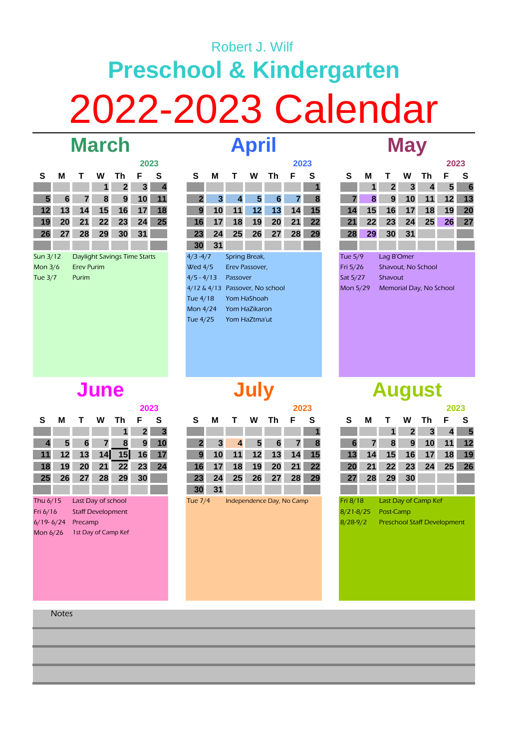Robert J. Wilf

# Preschool & Kindergarten

# 2022-2023 Calendar

## March

2023

| S | M | T | W | Th | F | S |
|---|---|---|---|---|---|---|
| | | | 1 | 2 | 3 | 4 |
| 5 | 6 | 7 | 8 | 9 | 10 | 11 |
| 12 | 13 | 14 | 15 | 16 | 17 | 18 |
| 19 | 20 | 21 | 22 | 23 | 24 | 25 |
| 26 | 27 | 28 | 29 | 30 | 31 | |

| | |
|---|---|
| Sun 3/12 | Daylight Savings Time Starts |
| Mon 3/6 | Erev Purim |
| Tue 3/7 | Purim |

## April

2023

| S | M | T | W | Th | F | S |
|---|---|---|---|---|---|---|
| | | | | | | 1 |
| 2 | 3 | 4 | 5 | 6 | 7 | 8 |
| 9 | 10 | 11 | 12 | 13 | 14 | 15 |
| 16 | 17 | 18 | 19 | 20 | 21 | 22 |
| 23 | 24 | 25 | 26 | 27 | 28 | 29 |
| 30 | 31 | | | | | |

| | |
|---|---|
| 4/3 -4/7 | Spring Break, |
| Wed 4/5 | Erev Passover, |
| 4/5 - 4/13 | Passover |
| 4/12 & 4/13 | Passover, No school |
| Tue 4/18 | Yom HaShoah |
| Mon 4/24 | Yom HaZikaron |
| Tue 4/25 | Yom HaZtma'ut |

## May

2023

| S | M | T | W | Th | F | S |
|---|---|---|---|---|---|---|
| | 1 | 2 | 3 | 4 | 5 | 6 |
| 7 | 8 | 9 | 10 | 11 | 12 | 13 |
| 14 | 15 | 16 | 17 | 18 | 19 | 20 |
| 21 | 22 | 23 | 24 | 25 | 26 | 27 |
| 28 | 29 | 30 | 31 | | | |

| | |
|---|---|
| Tue 5/9 | Lag B'Omer |
| Fri 5/26 | Shavout, No School |
| Sat 5/27 | Shavout |
| Mon 5/29 | Memorial Day, No School |

## June

2023

| S | M | T | W | Th | F | S |
|---|---|---|---|---|---|---|
| | | | | 1 | 2 | 3 |
| 4 | 5 | 6 | 7 | 8 | 9 | 10 |
| 11 | 12 | 13 | 14 | 15 | 16 | 17 |
| 18 | 19 | 20 | 21 | 22 | 23 | 24 |
| 25 | 26 | 27 | 28 | 29 | 30 | |

| | |
|---|---|
| Thu 6/15 | Last Day of school |
| Fri 6/16 | Staff Development |
| 6/19- 6/24 | Precamp |
| Mon 6/26 | 1st Day of Camp Kef |

## July

2023

| S | M | T | W | Th | F | S |
|---|---|---|---|---|---|---|
| | | | | | | 1 |
| 2 | 3 | 4 | 5 | 6 | 7 | 8 |
| 9 | 10 | 11 | 12 | 13 | 14 | 15 |
| 16 | 17 | 18 | 19 | 20 | 21 | 22 |
| 23 | 24 | 25 | 26 | 27 | 28 | 29 |
| 30 | 31 | | | | | |

| | |
|---|---|
| Tue 7/4 | Independence Day, No Camp |

## August

2023

| S | M | T | W | Th | F | S |
|---|---|---|---|---|---|---|
| | | 1 | 2 | 3 | 4 | 5 |
| 6 | 7 | 8 | 9 | 10 | 11 | 12 |
| 13 | 14 | 15 | 16 | 17 | 18 | 19 |
| 20 | 21 | 22 | 23 | 24 | 25 | 26 |
| 27 | 28 | 29 | 30 | | | |

| | |
|---|---|
| Fri 8/18 | Last Day of Camp Kef |
| 8/21-8/25 | Post-Camp |
| 8/28-9/2 | Preschool Staff Development |

Notes